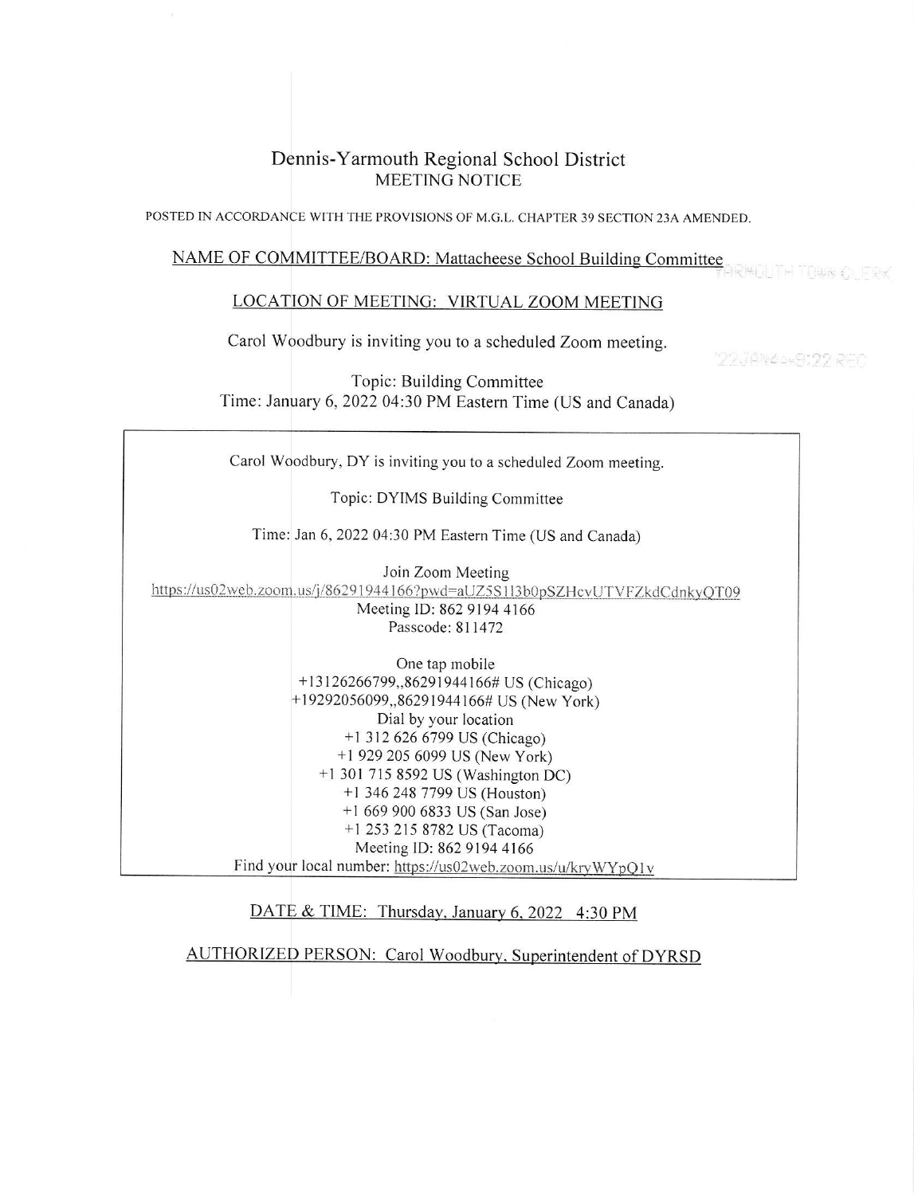# Dennis-Yarmouth Regional School District

## MEETING NOTICE

POSTED IN ACCORDANCE WITH THE PROVISIONS OF M.G.L. CHAPTER 39 SECTION 23A AMENDED.

NAME OF COMMITTEE/BOARD: Mattacheese School Building Committee

YARMOUTH TOWN CLERK

LOCATION OF MEETING: VIRTUAL ZOOM MEETING

Carol Woodbury is inviting you to a scheduled Zoom meeting.

'22JAN4 AM 8:22 REC

Topic: Building Committee
Time: January 6, 2022 04:30 PM Eastern Time (US and Canada)

---

Carol Woodbury, DY is inviting you to a scheduled Zoom meeting.

Topic: DYIMS Building Committee

Time: Jan 6, 2022 04:30 PM Eastern Time (US and Canada)

Join Zoom Meeting
https://us02web.zoom.us/j/86291944166?pwd=aUZ5S1l3b0pSZHcvUTVFZkdCdnkyQT09
Meeting ID: 862 9194 4166
Passcode: 811472

One tap mobile
+13126266799,,86291944166# US (Chicago)
+19292056099,,86291944166# US (New York)
Dial by your location
+1 312 626 6799 US (Chicago)
+1 929 205 6099 US (New York)
+1 301 715 8592 US (Washington DC)
+1 346 248 7799 US (Houston)
+1 669 900 6833 US (San Jose)
+1 253 215 8782 US (Tacoma)
Meeting ID: 862 9194 4166
Find your local number: https://us02web.zoom.us/u/kryWYpQ1v

---

DATE & TIME: Thursday, January 6, 2022 4:30 PM

AUTHORIZED PERSON: Carol Woodbury, Superintendent of DYRSD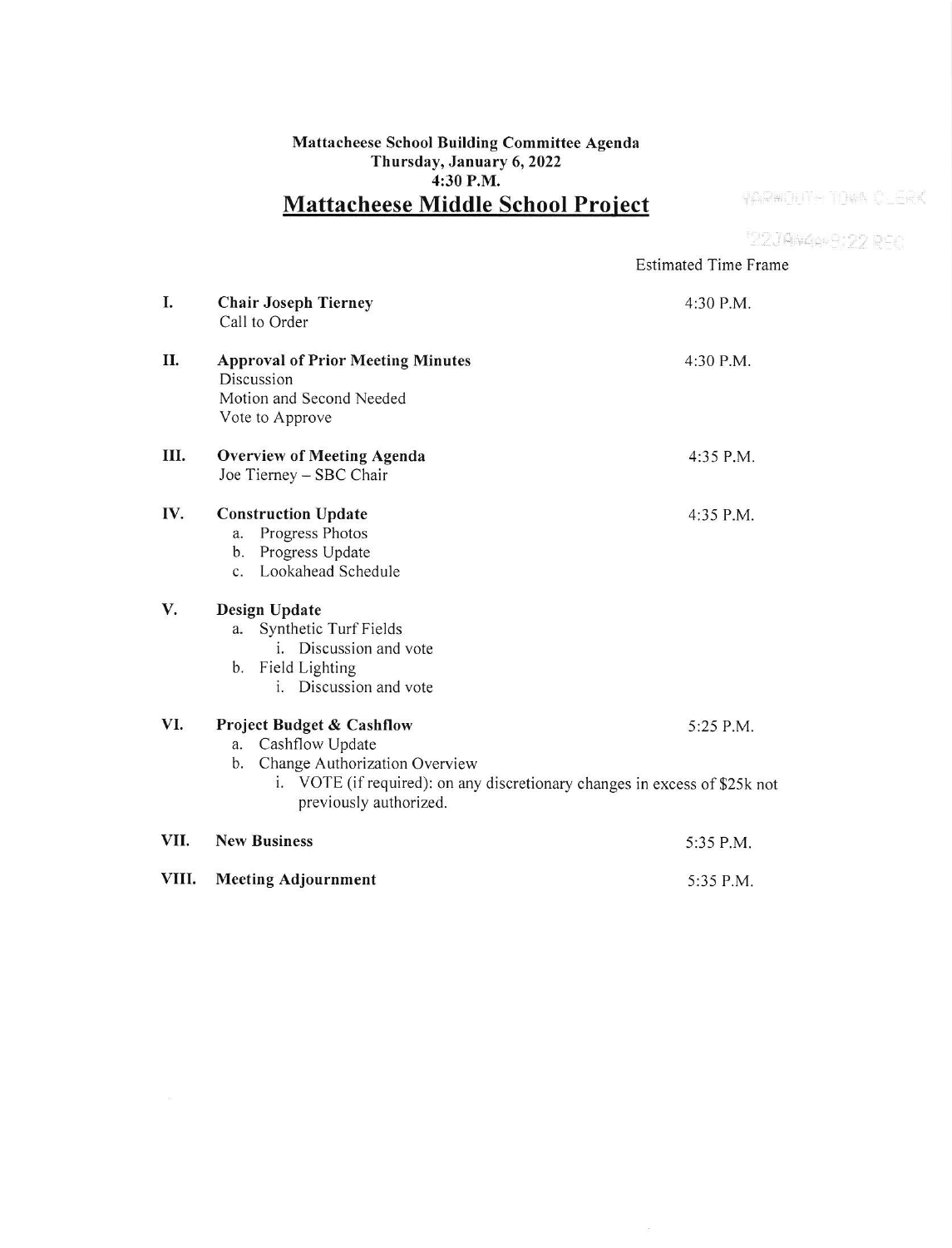**Mattacheese School Building Committee Agenda**
**Thursday, January 6, 2022**
**4:30 P.M.**

## Mattacheese Middle School Project

YARMOUTH TOWN CLERK

'22JAN4AM9:22 REC

| | | Estimated Time Frame |
|---|---|---|
| I. | **Chair Joseph Tierney**<br>Call to Order | 4:30 P.M. |
| II. | **Approval of Prior Meeting Minutes**<br>Discussion<br>Motion and Second Needed<br>Vote to Approve | 4:30 P.M. |
| III. | **Overview of Meeting Agenda**<br>Joe Tierney – SBC Chair | 4:35 P.M. |
| IV. | **Construction Update**<br>a. Progress Photos<br>b. Progress Update<br>c. Lookahead Schedule | 4:35 P.M. |
| V. | **Design Update**<br>a. Synthetic Turf Fields<br>i. Discussion and vote<br>b. Field Lighting<br>i. Discussion and vote | |
| VI. | **Project Budget & Cashflow**<br>a. Cashflow Update<br>b. Change Authorization Overview<br>i. VOTE (if required): on any discretionary changes in excess of $25k not previously authorized. | 5:25 P.M. |
| VII. | **New Business** | 5:35 P.M. |
| VIII. | **Meeting Adjournment** | 5:35 P.M. |